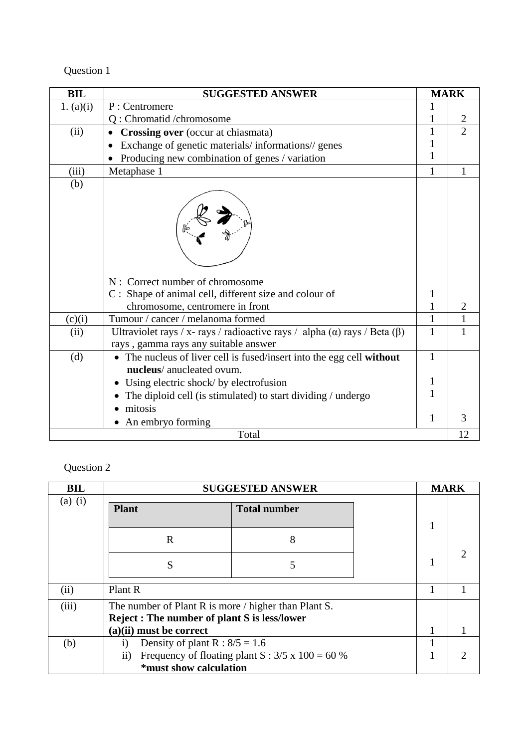Question 1

| BIL | SUGGESTED ANSWER | MARK | |
|---|---|---|---|
| 1. (a)(i) | P : Centromere<br>Q : Chromatid /chromosome | 1<br>1 | 2 |
| (ii) | • **Crossing over** (occur at chiasmata)<br>• Exchange of genetic materials/ informations// genes<br>• Producing new combination of genes / variation | 1<br>1<br>1 | 2 |
| (iii) | Metaphase 1 | 1 | 1 |
| (b) | N : Correct number of chromosome<br>C : Shape of animal cell, different size and colour of chromosome, centromere in front | <br>1<br>1 | 2 |
| (c)(i) | Tumour / cancer / melanoma formed | 1 | 1 |
| (ii) | Ultraviolet rays / x- rays / radioactive rays / alpha (α) rays / Beta (β) rays , gamma rays any suitable answer | 1 | 1 |
| (d) | • The nucleus of liver cell is fused/insert into the egg cell **without nucleus**/ anucleated ovum.<br>• Using electric shock/ by electrofusion<br>• The diploid cell (is stimulated) to start dividing / undergo<br>• mitosis<br>• An embryo forming | 1<br><br>1<br>1<br><br>1 | 3 |
| Total | | | 12 |

Question 2

| BIL | SUGGESTED ANSWER | MARK | |
|---|---|---|---|
| (a) (i) | Plant R — Total number 8<br>Plant S — Total number 5 | 1<br>1 | 2 |
| (ii) | Plant R | 1 | 1 |
| (iii) | The number of Plant R is more / higher than Plant S.<br>**Reject : The number of plant S is less/lower**<br>**(a)(ii) must be correct** | 1 | 1 |
| (b) | i) Density of plant R : $8/5 = 1.6$<br>ii) Frequency of floating plant S : $3/5 \times 100 = 60\ \%$<br>**\*must show calculation** | 1<br>1 | 2 |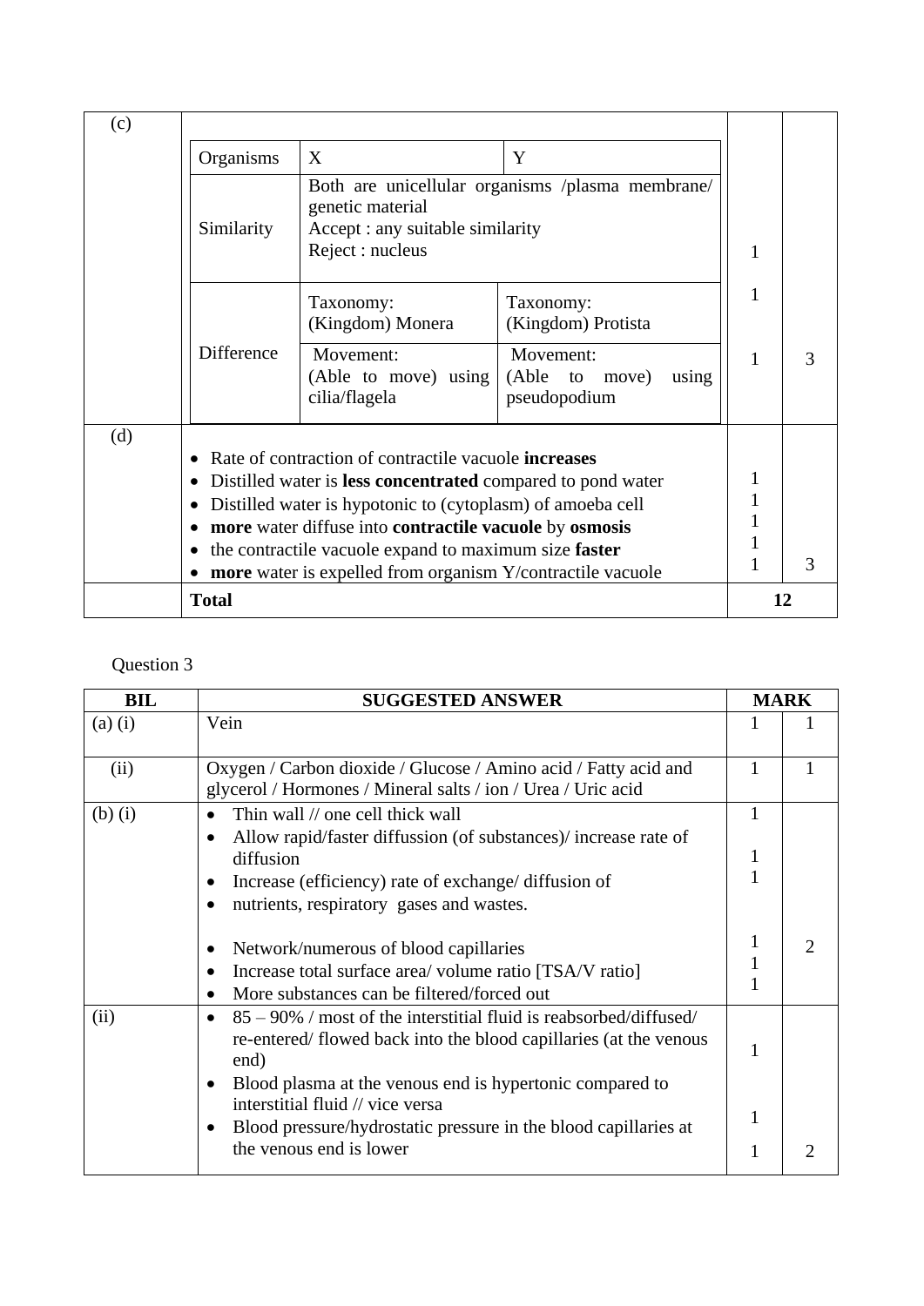| | | | |
|---|---|---|---|
| (c) | <table><tr><td>Organisms</td><td>X</td><td>Y</td></tr><tr><td>Similarity</td><td colspan="2">Both are unicellular organisms /plasma membrane/ genetic material<br>Accept : any suitable similarity<br>Reject : nucleus</td></tr><tr><td rowspan="2">Difference</td><td>Taxonomy:<br>(Kingdom) Monera</td><td>Taxonomy:<br>(Kingdom) Protista</td></tr><tr><td>Movement:<br>(Able to move) using cilia/flagela</td><td>Movement:<br>(Able to move) using pseudopodium</td></tr></table> | 1<br>1<br>1 | 3 |
| (d) | • Rate of contraction of contractile vacuole **increases**<br>• Distilled water is **less concentrated** compared to pond water<br>• Distilled water is hypotonic to (cytoplasm) of amoeba cell<br>• **more** water diffuse into **contractile vacuole** by **osmosis**<br>• the contractile vacuole expand to maximum size **faster**<br>• **more** water is expelled from organism Y/contractile vacuole | 1<br>1<br>1<br>1<br>1 | 3 |
| | **Total** | **12** | |

Question 3

| BIL | SUGGESTED ANSWER | MARK | |
|---|---|---|---|
| (a) (i) | Vein | 1 | 1 |
| (ii) | Oxygen / Carbon dioxide / Glucose / Amino acid / Fatty acid and glycerol / Hormones / Mineral salts / ion / Urea / Uric acid | 1 | 1 |
| (b) (i) | • Thin wall // one cell thick wall<br>• Allow rapid/faster diffussion (of substances)/ increase rate of diffusion<br>• Increase (efficiency) rate of exchange/ diffusion of<br>• nutrients, respiratory gases and wastes.<br><br>• Network/numerous of blood capillaries<br>• Increase total surface area/ volume ratio [TSA/V ratio]<br>• More substances can be filtered/forced out | 1<br>1<br>1<br><br>1<br>1<br>1 | 2 |
| (ii) | • 85 – 90% / most of the interstitial fluid is reabsorbed/diffused/ re-entered/ flowed back into the blood capillaries (at the venous end)<br>• Blood plasma at the venous end is hypertonic compared to interstitial fluid // vice versa<br>• Blood pressure/hydrostatic pressure in the blood capillaries at the venous end is lower | 1<br>1<br>1 | 2 |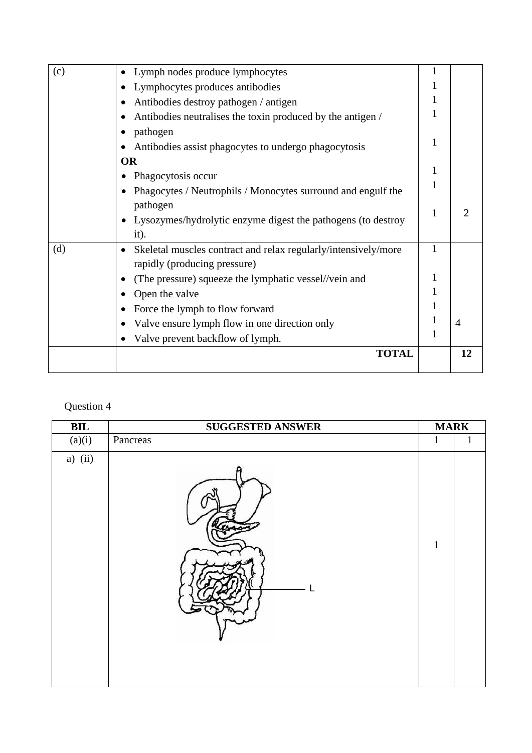| | | | |
|---|---|---|---|
| (c) | • Lymph nodes produce lymphocytes<br>• Lymphocytes produces antibodies<br>• Antibodies destroy pathogen / antigen<br>• Antibodies neutralises the toxin produced by the antigen /<br>• pathogen<br>• Antibodies assist phagocytes to undergo phagocytosis<br>**OR**<br>• Phagocytosis occur<br>• Phagocytes / Neutrophils / Monocytes surround and engulf the pathogen<br>• Lysozymes/hydrolytic enzyme digest the pathogens (to destroy it). | 1<br>1<br>1<br>1<br><br>1<br><br>1<br>1<br><br>1 | 2 |
| (d) | • Skeletal muscles contract and relax regularly/intensively/more rapidly (producing pressure)<br>• (The pressure) squeeze the lymphatic vessel//vein and<br>• Open the valve<br>• Force the lymph to flow forward<br>• Valve ensure lymph flow in one direction only<br>• Valve prevent backflow of lymph. | 1<br><br>1<br>1<br>1<br>1<br>1 | 4 |
| | **TOTAL** | | **12** |

Question 4

| BIL | SUGGESTED ANSWER | MARK | |
|---|---|---|---|
| (a)(i) | Pancreas | 1 | 1 |
| a) (ii) | L | 1 | |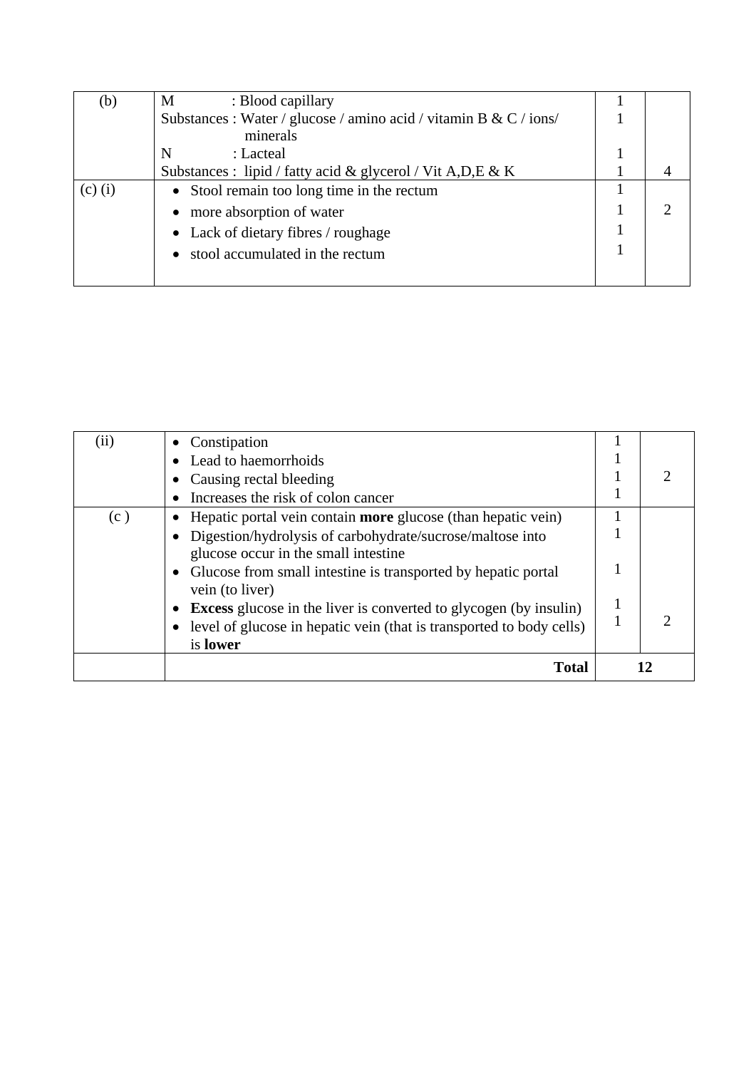| (b) | M : Blood capillary | 1 | |
|---|---|---|---|
| | Substances : Water / glucose / amino acid / vitamin B & C / ions/ minerals | 1 | |
| | N : Lacteal | 1 | |
| | Substances : lipid / fatty acid & glycerol / Vit A,D,E & K | 1 | 4 |
| (c) (i) | • Stool remain too long time in the rectum<br>• more absorption of water<br>• Lack of dietary fibres / roughage<br>• stool accumulated in the rectum | 1<br>1<br>1<br>1 | 2 |

| (ii) | • Constipation<br>• Lead to haemorrhoids<br>• Causing rectal bleeding<br>• Increases the risk of colon cancer | 1<br>1<br>1<br>1 | 2 |
|---|---|---|---|
| (c ) | • Hepatic portal vein contain **more** glucose (than hepatic vein)<br>• Digestion/hydrolysis of carbohydrate/sucrose/maltose into glucose occur in the small intestine<br>• Glucose from small intestine is transported by hepatic portal vein (to liver)<br>• **Excess** glucose in the liver is converted to glycogen (by insulin)<br>• level of glucose in hepatic vein (that is transported to body cells) is **lower** | 1<br>1<br>1<br>1<br>1 | 2 |
| | **Total** | **12** | |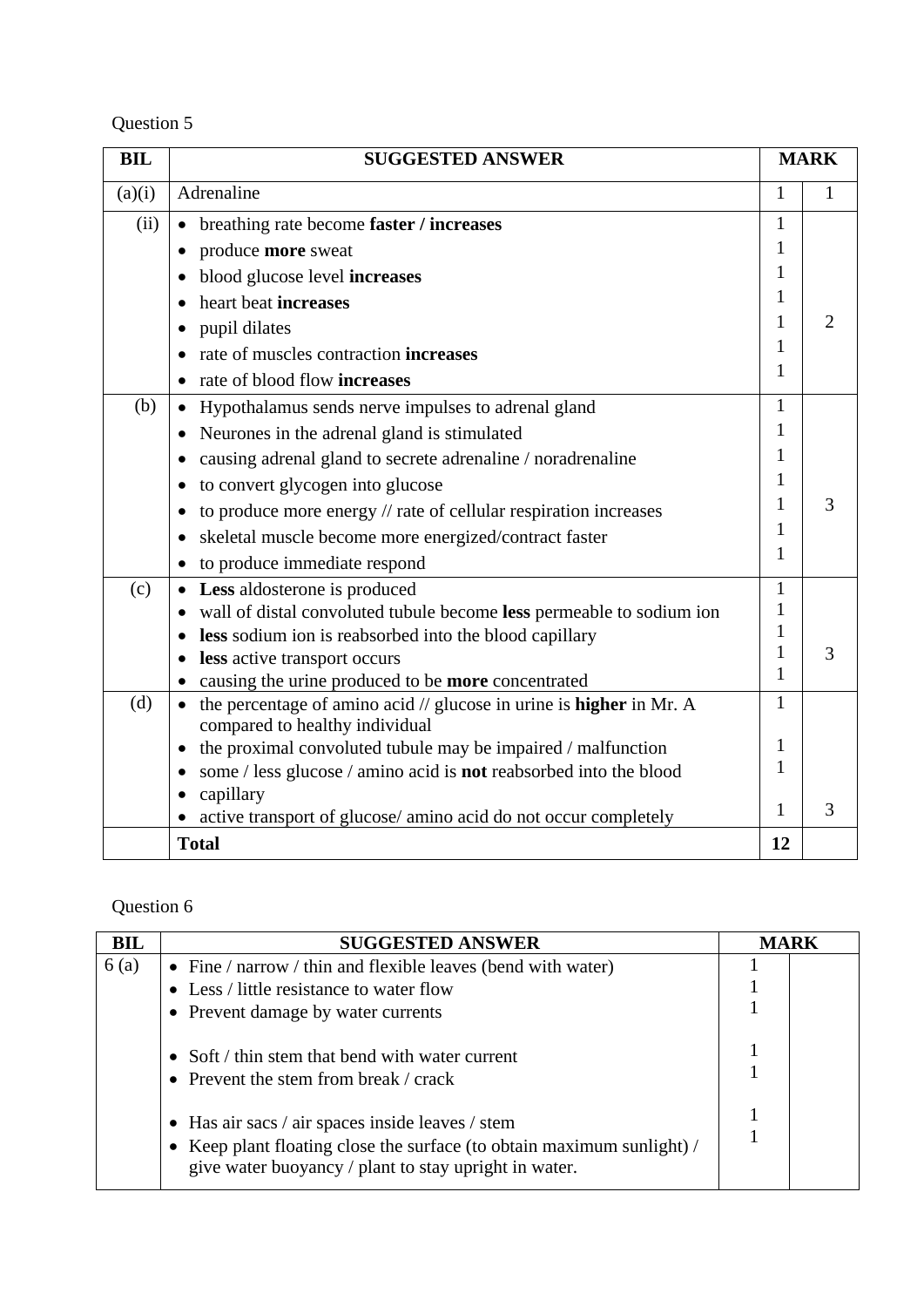Question 5

| BIL | SUGGESTED ANSWER | MARK | |
|---|---|---|---|
| (a)(i) | Adrenaline | 1 | 1 |
| (ii) | • breathing rate become **faster / increases**<br>• produce **more** sweat<br>• blood glucose level **increases**<br>• heart beat **increases**<br>• pupil dilates<br>• rate of muscles contraction **increases**<br>• rate of blood flow **increases** | 1<br>1<br>1<br>1<br>1<br>1<br>1 | 2 |
| (b) | • Hypothalamus sends nerve impulses to adrenal gland<br>• Neurones in the adrenal gland is stimulated<br>• causing adrenal gland to secrete adrenaline / noradrenaline<br>• to convert glycogen into glucose<br>• to produce more energy // rate of cellular respiration increases<br>• skeletal muscle become more energized/contract faster<br>• to produce immediate respond | 1<br>1<br>1<br>1<br>1<br>1<br>1 | 3 |
| (c) | • **Less** aldosterone is produced<br>• wall of distal convoluted tubule become **less** permeable to sodium ion<br>• **less** sodium ion is reabsorbed into the blood capillary<br>• **less** active transport occurs<br>• causing the urine produced to be **more** concentrated | 1<br>1<br>1<br>1<br>1 | 3 |
| (d) | • the percentage of amino acid // glucose in urine is **higher** in Mr. A compared to healthy individual<br>• the proximal convoluted tubule may be impaired / malfunction<br>• some / less glucose / amino acid is **not** reabsorbed into the blood<br>• capillary<br>• active transport of glucose/ amino acid do not occur completely | 1<br><br>1<br>1<br><br>1 | 3 |
| | **Total** | **12** | |

Question 6

| BIL | SUGGESTED ANSWER | MARK | |
|---|---|---|---|
| 6 (a) | • Fine / narrow / thin and flexible leaves (bend with water)<br>• Less / little resistance to water flow<br>• Prevent damage by water currents<br><br>• Soft / thin stem that bend with water current<br>• Prevent the stem from break / crack<br><br>• Has air sacs / air spaces inside leaves / stem<br>• Keep plant floating close the surface (to obtain maximum sunlight) / give water buoyancy / plant to stay upright in water. | 1<br>1<br>1<br><br>1<br>1<br><br>1<br>1 | |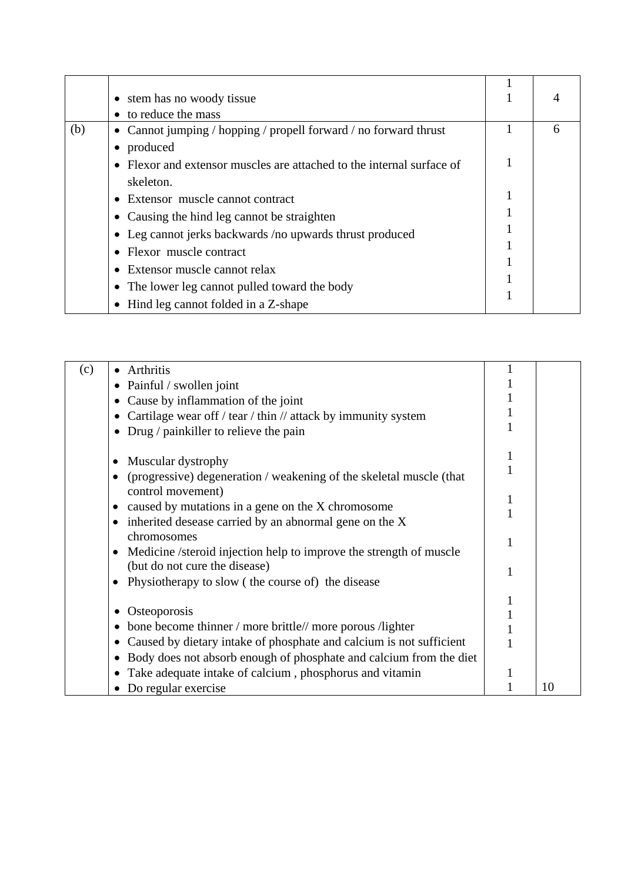| | | | |
|---|---|---|---|
| | • stem has no woody tissue<br>• to reduce the mass | 1<br>1 | 4 |
| (b) | • Cannot jumping / hopping / propell forward / no forward thrust<br>• produced<br>• Flexor and extensor muscles are attached to the internal surface of skeleton.<br>• Extensor muscle cannot contract<br>• Causing the hind leg cannot be straighten<br>• Leg cannot jerks backwards /no upwards thrust produced<br>• Flexor muscle contract<br>• Extensor muscle cannot relax<br>• The lower leg cannot pulled toward the body<br>• Hind leg cannot folded in a Z-shape | 1<br><br>1<br><br>1<br>1<br>1<br>1<br>1<br>1<br>1 | 6 |

| | | | |
|---|---|---|---|
| (c) | • Arthritis<br>• Painful / swollen joint<br>• Cause by inflammation of the joint<br>• Cartilage wear off / tear / thin // attack by immunity system<br>• Drug / painkiller to relieve the pain<br><br>• Muscular dystrophy<br>• (progressive) degeneration / weakening of the skeletal muscle (that control movement)<br>• caused by mutations in a gene on the X chromosome<br>• inherited desease carried by an abnormal gene on the X chromosomes<br>• Medicine /steroid injection help to improve the strength of muscle (but do not cure the disease)<br>• Physiotherapy to slow ( the course of) the disease<br><br>• Osteoporosis<br>• bone become thinner / more brittle// more porous /lighter<br>• Caused by dietary intake of phosphate and calcium is not sufficient<br>• Body does not absorb enough of phosphate and calcium from the diet<br>• Take adequate intake of calcium , phosphorus and vitamin<br>• Do regular exercise | 1<br>1<br>1<br>1<br>1<br><br>1<br>1<br><br>1<br>1<br><br>1<br><br>1<br><br>1<br>1<br>1<br>1<br><br>1<br>1 | 10 |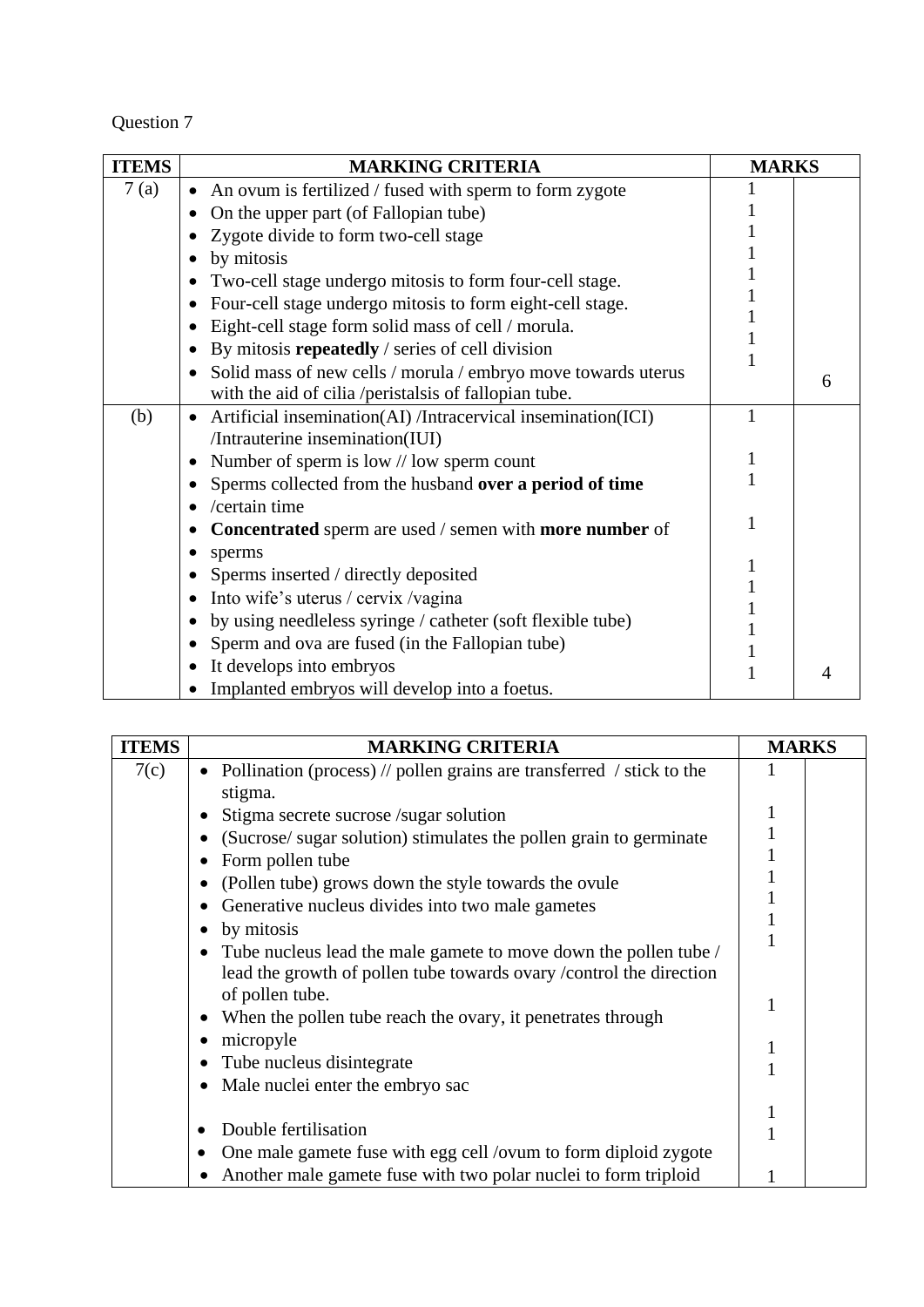Question 7

| ITEMS | MARKING CRITERIA | MARKS | |
|---|---|---|---|
| 7 (a) | • An ovum is fertilized / fused with sperm to form zygote<br>• On the upper part (of Fallopian tube)<br>• Zygote divide to form two-cell stage<br>• by mitosis<br>• Two-cell stage undergo mitosis to form four-cell stage.<br>• Four-cell stage undergo mitosis to form eight-cell stage.<br>• Eight-cell stage form solid mass of cell / morula.<br>• By mitosis **repeatedly** / series of cell division<br>• Solid mass of new cells / morula / embryo move towards uterus with the aid of cilia /peristalsis of fallopian tube. | 1<br>1<br>1<br>1<br>1<br>1<br>1<br>1<br>1 | 6 |
| (b) | • Artificial insemination(AI) /Intracervical insemination(ICI) /Intrauterine insemination(IUI)<br>• Number of sperm is low // low sperm count<br>• Sperms collected from the husband **over a period of time**<br>• /certain time<br>• **Concentrated** sperm are used / semen with **more number** of<br>• sperms<br>• Sperms inserted / directly deposited<br>• Into wife's uterus / cervix /vagina<br>• by using needleless syringe / catheter (soft flexible tube)<br>• Sperm and ova are fused (in the Fallopian tube)<br>• It develops into embryos<br>• Implanted embryos will develop into a foetus. | 1<br><br>1<br>1<br><br>1<br><br>1<br>1<br>1<br>1<br>1<br>1 | 4 |

| ITEMS | MARKING CRITERIA | MARKS | |
|---|---|---|---|
| 7(c) | • Pollination (process) // pollen grains are transferred / stick to the stigma.<br>• Stigma secrete sucrose /sugar solution<br>• (Sucrose/ sugar solution) stimulates the pollen grain to germinate<br>• Form pollen tube<br>• (Pollen tube) grows down the style towards the ovule<br>• Generative nucleus divides into two male gametes<br>• by mitosis<br>• Tube nucleus lead the male gamete to move down the pollen tube / lead the growth of pollen tube towards ovary /control the direction of pollen tube.<br>• When the pollen tube reach the ovary, it penetrates through<br>• micropyle<br>• Tube nucleus disintegrate<br>• Male nuclei enter the embryo sac<br><br>• Double fertilisation<br>• One male gamete fuse with egg cell /ovum to form diploid zygote<br>• Another male gamete fuse with two polar nuclei to form triploid | 1<br><br>1<br>1<br>1<br>1<br>1<br>1<br>1<br><br><br>1<br><br>1<br>1<br><br>1<br>1<br><br>1 | |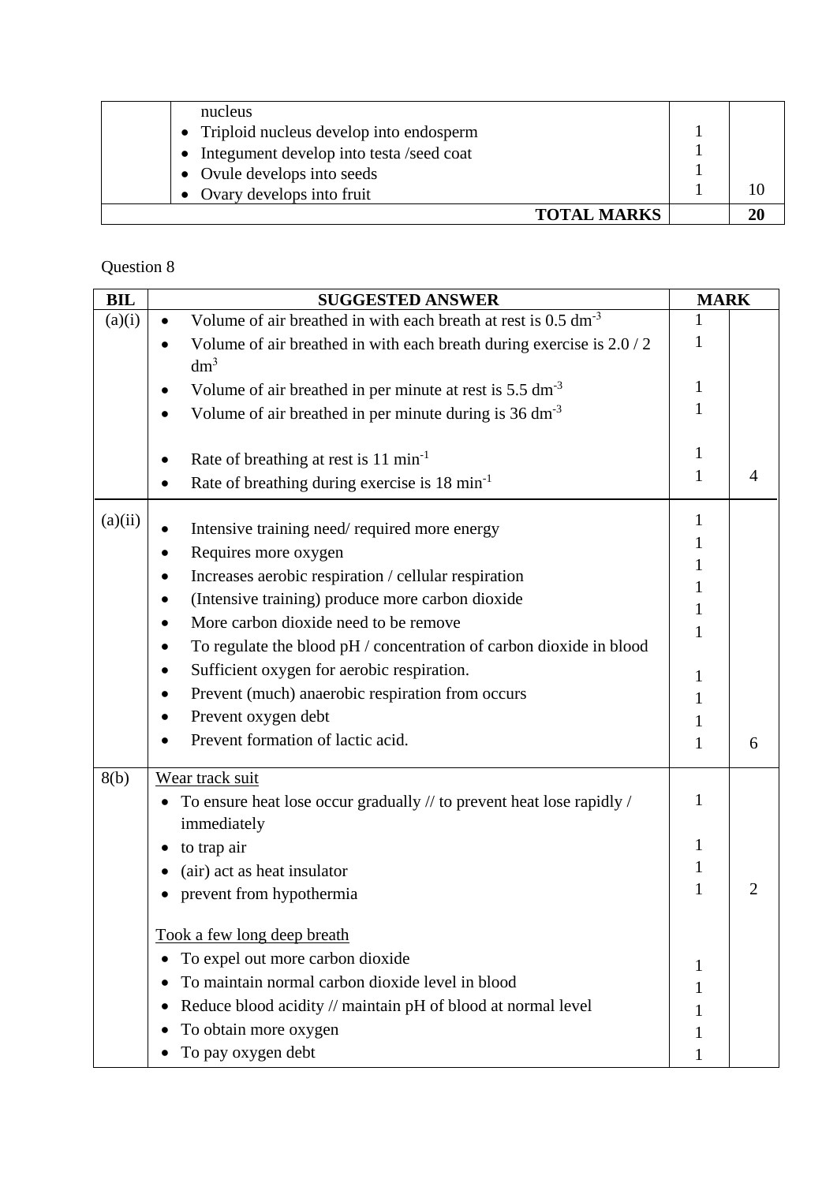| | | | |
|---|---|---|---|
| | nucleus<br>• Triploid nucleus develop into endosperm<br>• Integument develop into testa /seed coat<br>• Ovule develops into seeds<br>• Ovary develops into fruit | <br>1<br>1<br>1<br>1 | <br><br><br><br>10 |
| | **TOTAL MARKS** | | **20** |

Question 8

| BIL | SUGGESTED ANSWER | MARK | |
|---|---|---|---|
| (a)(i) | • Volume of air breathed in with each breath at rest is 0.5 $dm^{-3}$<br>• Volume of air breathed in with each breath during exercise is 2.0 / 2 $dm^3$<br>• Volume of air breathed in per minute at rest is 5.5 $dm^{-3}$<br>• Volume of air breathed in per minute during is 36 $dm^{-3}$<br><br>• Rate of breathing at rest is 11 $min^{-1}$<br>• Rate of breathing during exercise is 18 $min^{-1}$ | 1<br>1<br><br>1<br>1<br><br>1<br>1 | <br><br><br><br><br><br><br>4 |
| (a)(ii) | • Intensive training need/ required more energy<br>• Requires more oxygen<br>• Increases aerobic respiration / cellular respiration<br>• (Intensive training) produce more carbon dioxide<br>• More carbon dioxide need to be remove<br>• To regulate the blood pH / concentration of carbon dioxide in blood<br>• Sufficient oxygen for aerobic respiration.<br>• Prevent (much) anaerobic respiration from occurs<br>• Prevent oxygen debt<br>• Prevent formation of lactic acid. | 1<br>1<br>1<br>1<br>1<br>1<br>1<br>1<br>1<br>1 | <br><br><br><br><br><br><br><br><br>6 |
| 8(b) | Wear track suit<br>• To ensure heat lose occur gradually // to prevent heat lose rapidly / immediately<br>• to trap air<br>• (air) act as heat insulator<br>• prevent from hypothermia<br><br>Took a few long deep breath<br>• To expel out more carbon dioxide<br>• To maintain normal carbon dioxide level in blood<br>• Reduce blood acidity // maintain pH of blood at normal level<br>• To obtain more oxygen<br>• To pay oxygen debt | <br>1<br><br>1<br>1<br>1<br><br><br>1<br>1<br>1<br>1<br>1 | <br><br><br><br><br>2 |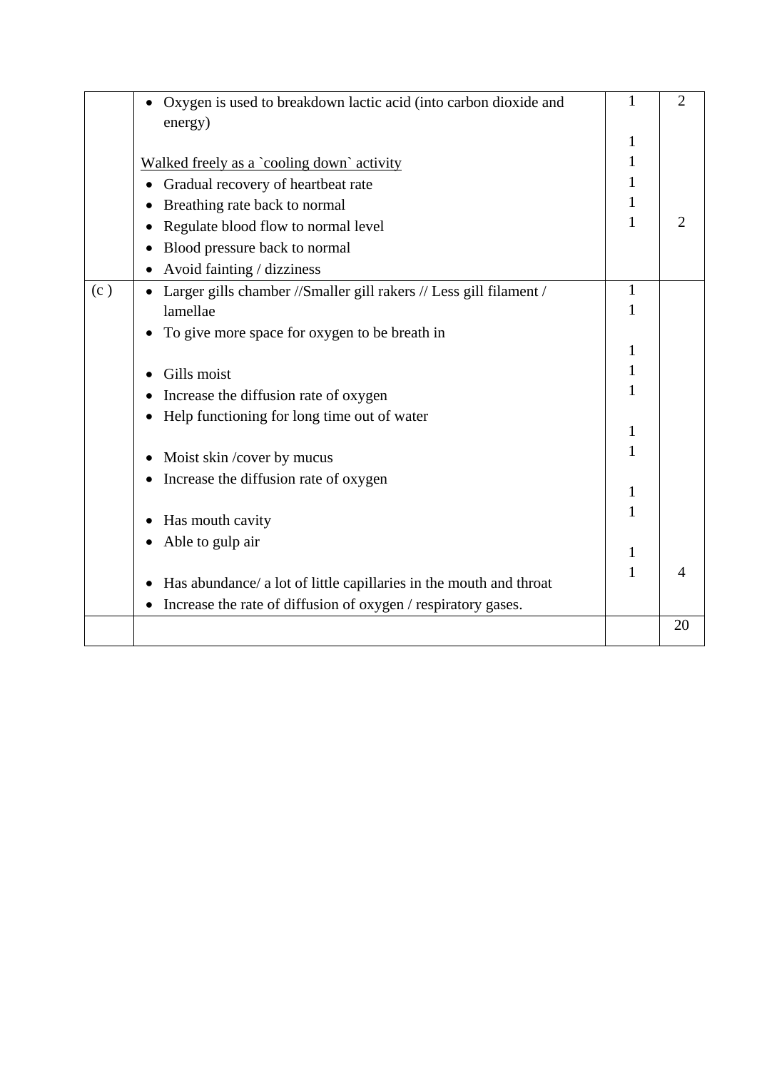|  |  |  |  |
|---|---|---|---|
|  | • Oxygen is used to breakdown lactic acid (into carbon dioxide and energy)<br><br><u>Walked freely as a `cooling down` activity</u><br>• Gradual recovery of heartbeat rate<br>• Breathing rate back to normal<br>• Regulate blood flow to normal level<br>• Blood pressure back to normal<br>• Avoid fainting / dizziness | 1<br><br>1<br>1<br>1<br>1<br>1 | 2<br><br><br><br><br>2 |
| (c ) | • Larger gills chamber //Smaller gill rakers // Less gill filament / lamellae<br>• To give more space for oxygen to be breath in<br><br>• Gills moist<br>• Increase the diffusion rate of oxygen<br>• Help functioning for long time out of water<br><br>• Moist skin /cover by mucus<br>• Increase the diffusion rate of oxygen<br><br>• Has mouth cavity<br>• Able to gulp air<br><br>• Has abundance/ a lot of little capillaries in the mouth and throat<br>• Increase the rate of diffusion of oxygen / respiratory gases. | 1<br>1<br><br>1<br>1<br>1<br><br>1<br>1<br><br>1<br>1<br><br>1<br>1 | <br><br><br><br><br><br><br><br><br><br><br><br>4 |
|  |  |  | 20 |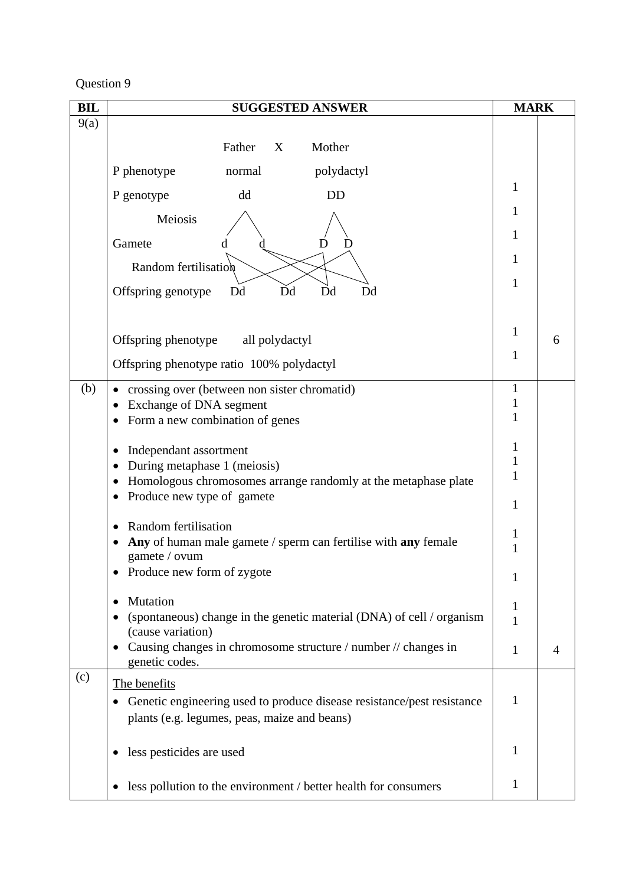Question 9

| BIL | SUGGESTED ANSWER | MARK | |
|---|---|---|---|
| 9(a) | Father X Mother<br><br>P phenotype normal polydactyl<br><br>P genotype dd DD<br><br>Meiosis<br><br>Gamete d d D D<br><br>Random fertilisation<br><br>Offspring genotype Dd Dd Dd Dd<br><br>Offspring phenotype all polydactyl<br><br>Offspring phenotype ratio 100% polydactyl | 1<br>1<br>1<br>1<br>1<br>1<br>1 | 6 |
| (b) | • crossing over (between non sister chromatid)<br>• Exchange of DNA segment<br>• Form a new combination of genes<br><br>• Independant assortment<br>• During metaphase 1 (meiosis)<br>• Homologous chromosomes arrange randomly at the metaphase plate<br>• Produce new type of gamete<br><br>• Random fertilisation<br>• **Any** of human male gamete / sperm can fertilise with **any** female gamete / ovum<br>• Produce new form of zygote<br><br>• Mutation<br>• (spontaneous) change in the genetic material (DNA) of cell / organism (cause variation)<br>• Causing changes in chromosome structure / number // changes in genetic codes. | 1<br>1<br>1<br><br>1<br>1<br>1<br>1<br><br>1<br>1<br><br>1<br><br>1<br>1<br><br>1 | 4 |
| (c) | The benefits<br>• Genetic engineering used to produce disease resistance/pest resistance plants (e.g. legumes, peas, maize and beans)<br><br>• less pesticides are used<br><br>• less pollution to the environment / better health for consumers | 1<br><br>1<br><br>1 | |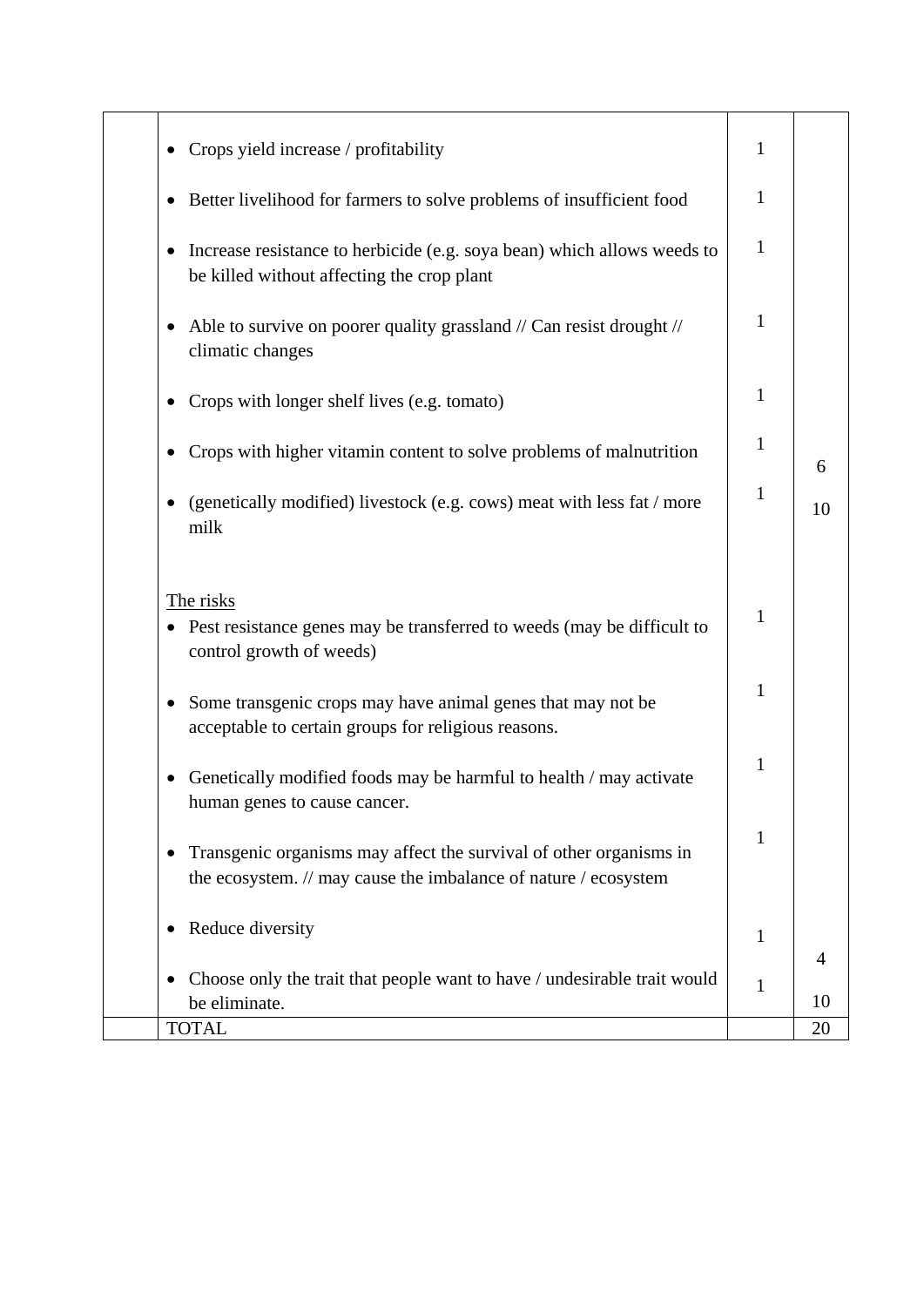| | | | |
|---|---|---|---|
| | • Crops yield increase / profitability | 1 | |
| | • Better livelihood for farmers to solve problems of insufficient food | 1 | |
| | • Increase resistance to herbicide (e.g. soya bean) which allows weeds to be killed without affecting the crop plant | 1 | |
| | • Able to survive on poorer quality grassland // Can resist drought // climatic changes | 1 | |
| | • Crops with longer shelf lives (e.g. tomato) | 1 | |
| | • Crops with higher vitamin content to solve problems of malnutrition | 1 | 6 |
| | • (genetically modified) livestock (e.g. cows) meat with less fat / more milk | 1 | 10 |
| | The risks<br>• Pest resistance genes may be transferred to weeds (may be difficult to control growth of weeds) | 1 | |
| | • Some transgenic crops may have animal genes that may not be acceptable to certain groups for religious reasons. | 1 | |
| | • Genetically modified foods may be harmful to health / may activate human genes to cause cancer. | 1 | |
| | • Transgenic organisms may affect the survival of other organisms in the ecosystem. // may cause the imbalance of nature / ecosystem | 1 | |
| | • Reduce diversity | 1 | 4 |
| | • Choose only the trait that people want to have / undesirable trait would be eliminate. | 1 | 10 |
| | TOTAL | | 20 |